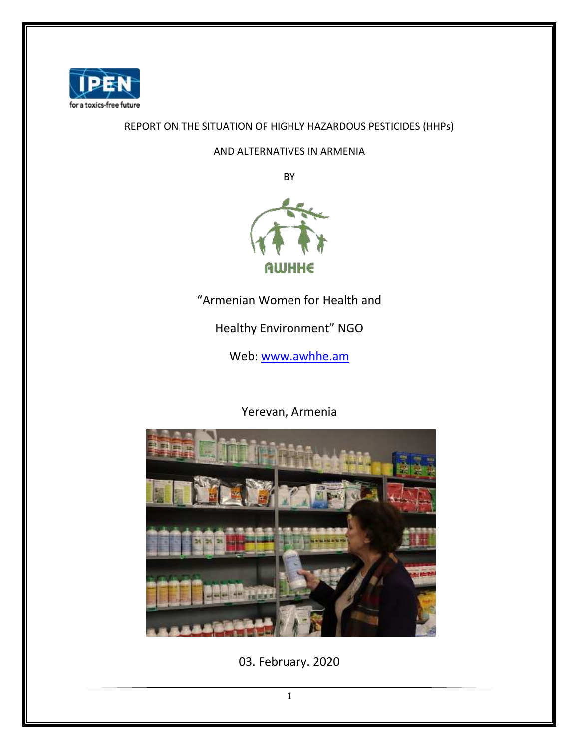IPEN
for a toxics-free future

# REPORT ON THE SITUATION OF HIGHLY HAZARDOUS PESTICIDES (HHPs) AND ALTERNATIVES IN ARMENIA

BY

AWHHE

"Armenian Women for Health and Healthy Environment" NGO

Web: www.awhhe.am

Yerevan, Armenia

03. February. 2020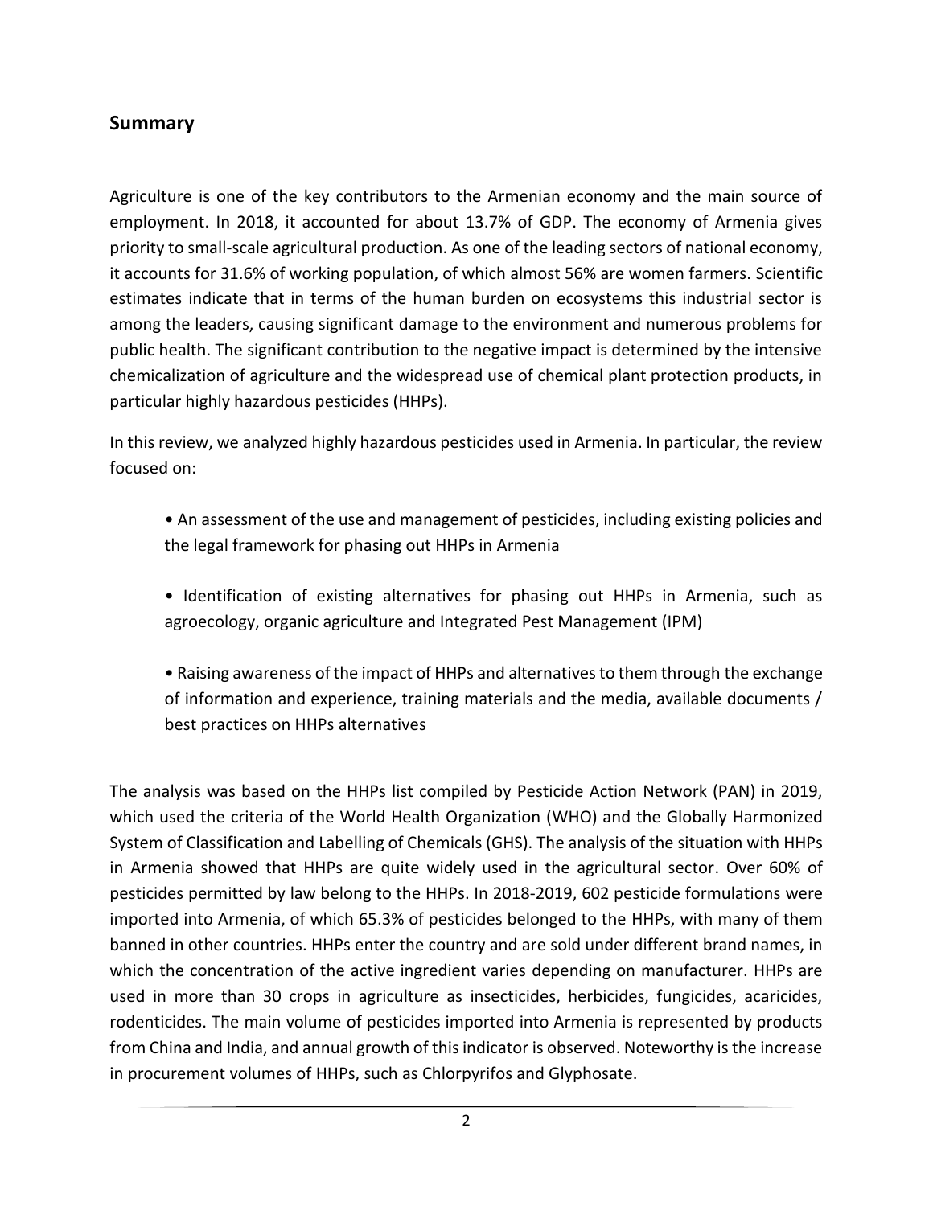## Summary

Agriculture is one of the key contributors to the Armenian economy and the main source of employment. In 2018, it accounted for about 13.7% of GDP. The economy of Armenia gives priority to small-scale agricultural production. As one of the leading sectors of national economy, it accounts for 31.6% of working population, of which almost 56% are women farmers. Scientific estimates indicate that in terms of the human burden on ecosystems this industrial sector is among the leaders, causing significant damage to the environment and numerous problems for public health. The significant contribution to the negative impact is determined by the intensive chemicalization of agriculture and the widespread use of chemical plant protection products, in particular highly hazardous pesticides (HHPs).

In this review, we analyzed highly hazardous pesticides used in Armenia. In particular, the review focused on:

- An assessment of the use and management of pesticides, including existing policies and the legal framework for phasing out HHPs in Armenia
- Identification of existing alternatives for phasing out HHPs in Armenia, such as agroecology, organic agriculture and Integrated Pest Management (IPM)
- Raising awareness of the impact of HHPs and alternatives to them through the exchange of information and experience, training materials and the media, available documents / best practices on HHPs alternatives

The analysis was based on the HHPs list compiled by Pesticide Action Network (PAN) in 2019, which used the criteria of the World Health Organization (WHO) and the Globally Harmonized System of Classification and Labelling of Chemicals (GHS). The analysis of the situation with HHPs in Armenia showed that HHPs are quite widely used in the agricultural sector. Over 60% of pesticides permitted by law belong to the HHPs. In 2018-2019, 602 pesticide formulations were imported into Armenia, of which 65.3% of pesticides belonged to the HHPs, with many of them banned in other countries. HHPs enter the country and are sold under different brand names, in which the concentration of the active ingredient varies depending on manufacturer. HHPs are used in more than 30 crops in agriculture as insecticides, herbicides, fungicides, acaricides, rodenticides. The main volume of pesticides imported into Armenia is represented by products from China and India, and annual growth of this indicator is observed. Noteworthy is the increase in procurement volumes of HHPs, such as Chlorpyrifos and Glyphosate.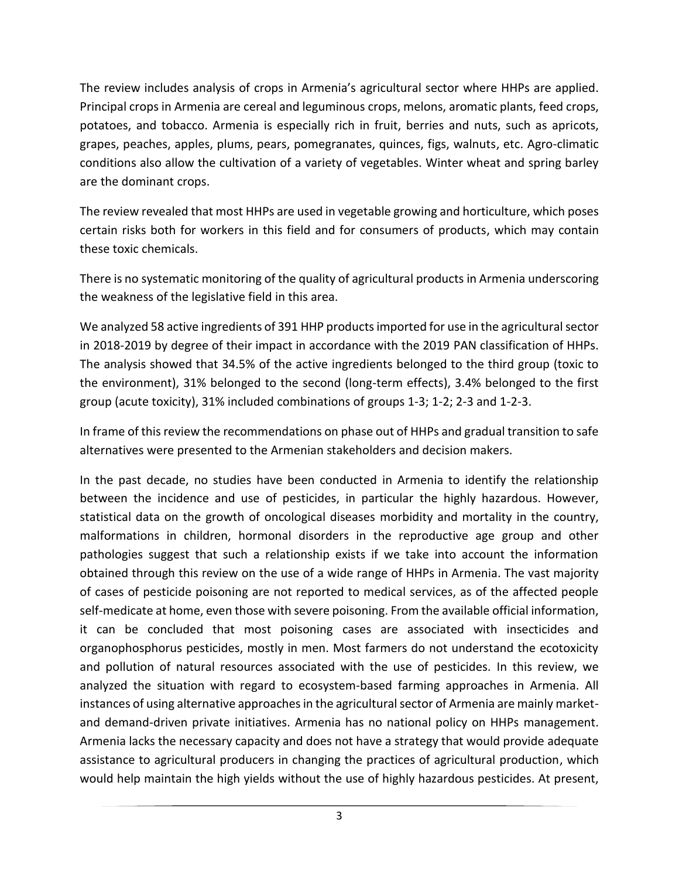The review includes analysis of crops in Armenia's agricultural sector where HHPs are applied. Principal crops in Armenia are cereal and leguminous crops, melons, aromatic plants, feed crops, potatoes, and tobacco. Armenia is especially rich in fruit, berries and nuts, such as apricots, grapes, peaches, apples, plums, pears, pomegranates, quinces, figs, walnuts, etc. Agro-climatic conditions also allow the cultivation of a variety of vegetables. Winter wheat and spring barley are the dominant crops.

The review revealed that most HHPs are used in vegetable growing and horticulture, which poses certain risks both for workers in this field and for consumers of products, which may contain these toxic chemicals.

There is no systematic monitoring of the quality of agricultural products in Armenia underscoring the weakness of the legislative field in this area.

We analyzed 58 active ingredients of 391 HHP products imported for use in the agricultural sector in 2018-2019 by degree of their impact in accordance with the 2019 PAN classification of HHPs. The analysis showed that 34.5% of the active ingredients belonged to the third group (toxic to the environment), 31% belonged to the second (long-term effects), 3.4% belonged to the first group (acute toxicity), 31% included combinations of groups 1-3; 1-2; 2-3 and 1-2-3.

In frame of this review the recommendations on phase out of HHPs and gradual transition to safe alternatives were presented to the Armenian stakeholders and decision makers.

In the past decade, no studies have been conducted in Armenia to identify the relationship between the incidence and use of pesticides, in particular the highly hazardous. However, statistical data on the growth of oncological diseases morbidity and mortality in the country, malformations in children, hormonal disorders in the reproductive age group and other pathologies suggest that such a relationship exists if we take into account the information obtained through this review on the use of a wide range of HHPs in Armenia. The vast majority of cases of pesticide poisoning are not reported to medical services, as of the affected people self-medicate at home, even those with severe poisoning. From the available official information, it can be concluded that most poisoning cases are associated with insecticides and organophosphorus pesticides, mostly in men. Most farmers do not understand the ecotoxicity and pollution of natural resources associated with the use of pesticides. In this review, we analyzed the situation with regard to ecosystem-based farming approaches in Armenia. All instances of using alternative approaches in the agricultural sector of Armenia are mainly market- and demand-driven private initiatives. Armenia has no national policy on HHPs management. Armenia lacks the necessary capacity and does not have a strategy that would provide adequate assistance to agricultural producers in changing the practices of agricultural production, which would help maintain the high yields without the use of highly hazardous pesticides. At present,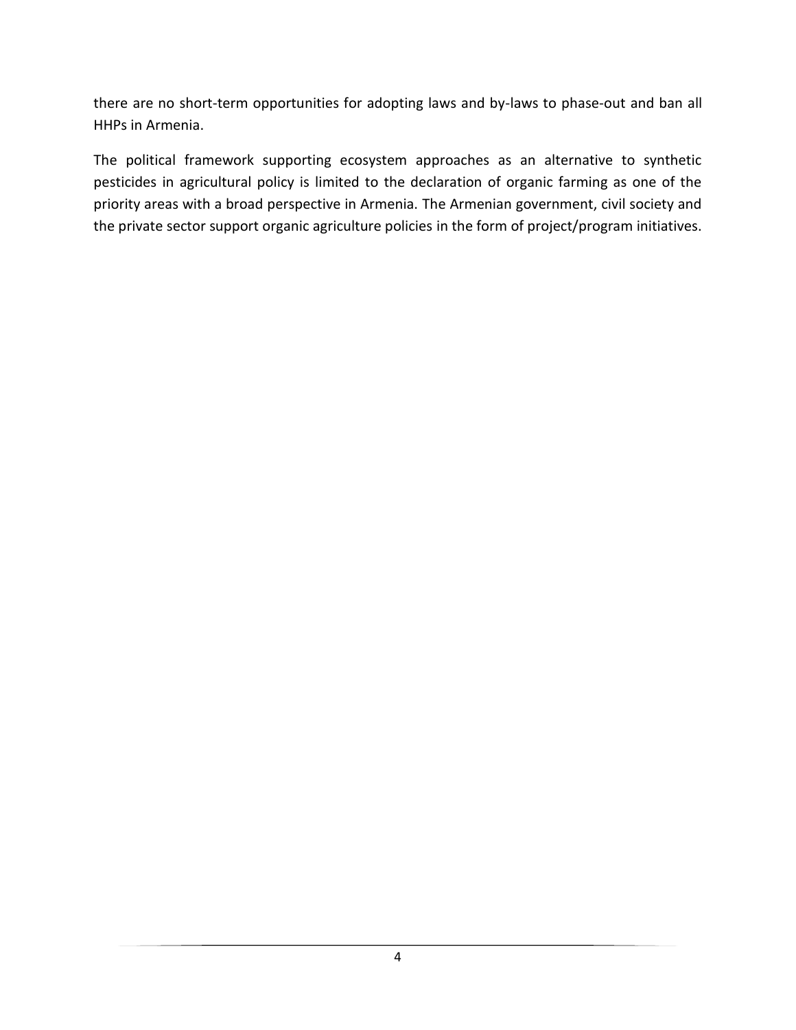there are no short-term opportunities for adopting laws and by-laws to phase-out and ban all HHPs in Armenia.

The political framework supporting ecosystem approaches as an alternative to synthetic pesticides in agricultural policy is limited to the declaration of organic farming as one of the priority areas with a broad perspective in Armenia. The Armenian government, civil society and the private sector support organic agriculture policies in the form of project/program initiatives.